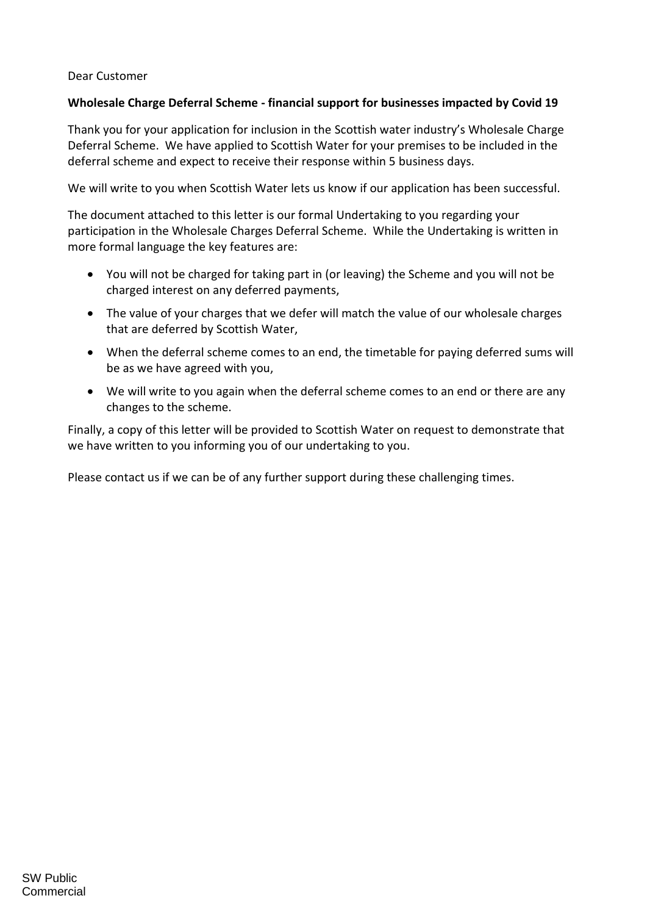Dear Customer

**Wholesale Charge Deferral Scheme - financial support for businesses impacted by Covid 19**

Thank you for your application for inclusion in the Scottish water industry's Wholesale Charge Deferral Scheme. We have applied to Scottish Water for your premises to be included in the deferral scheme and expect to receive their response within 5 business days.

We will write to you when Scottish Water lets us know if our application has been successful.

The document attached to this letter is our formal Undertaking to you regarding your participation in the Wholesale Charges Deferral Scheme. While the Undertaking is written in more formal language the key features are:

- You will not be charged for taking part in (or leaving) the Scheme and you will not be charged interest on any deferred payments,
- The value of your charges that we defer will match the value of our wholesale charges that are deferred by Scottish Water,
- When the deferral scheme comes to an end, the timetable for paying deferred sums will be as we have agreed with you,
- We will write to you again when the deferral scheme comes to an end or there are any changes to the scheme.

Finally, a copy of this letter will be provided to Scottish Water on request to demonstrate that we have written to you informing you of our undertaking to you.

Please contact us if we can be of any further support during these challenging times.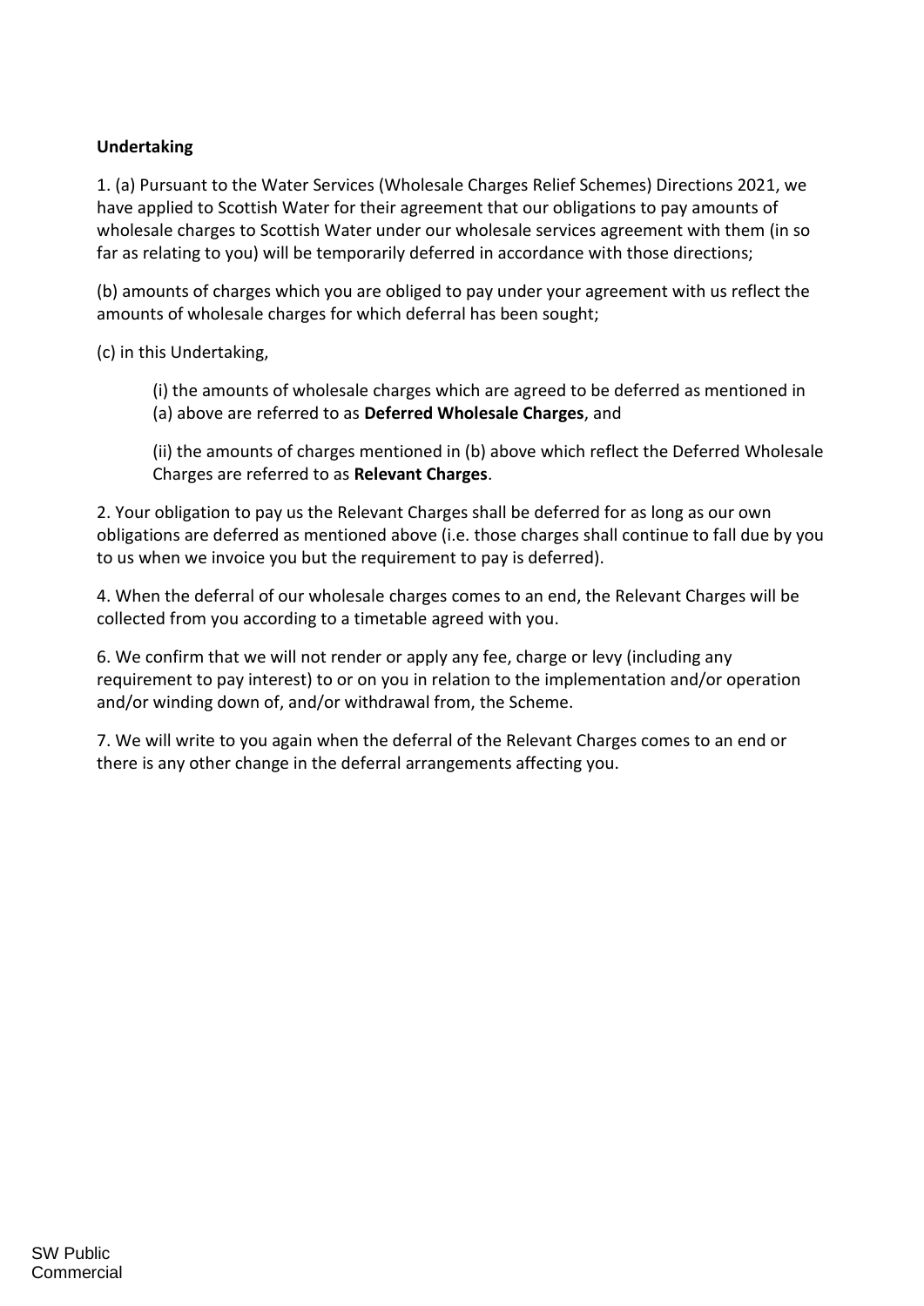**Undertaking**

1. (a) Pursuant to the Water Services (Wholesale Charges Relief Schemes) Directions 2021, we have applied to Scottish Water for their agreement that our obligations to pay amounts of wholesale charges to Scottish Water under our wholesale services agreement with them (in so far as relating to you) will be temporarily deferred in accordance with those directions;

(b) amounts of charges which you are obliged to pay under your agreement with us reflect the amounts of wholesale charges for which deferral has been sought;

(c) in this Undertaking,

> (i) the amounts of wholesale charges which are agreed to be deferred as mentioned in (a) above are referred to as **Deferred Wholesale Charges**, and
>
> (ii) the amounts of charges mentioned in (b) above which reflect the Deferred Wholesale Charges are referred to as **Relevant Charges**.

2. Your obligation to pay us the Relevant Charges shall be deferred for as long as our own obligations are deferred as mentioned above (i.e. those charges shall continue to fall due by you to us when we invoice you but the requirement to pay is deferred).

4. When the deferral of our wholesale charges comes to an end, the Relevant Charges will be collected from you according to a timetable agreed with you.

6. We confirm that we will not render or apply any fee, charge or levy (including any requirement to pay interest) to or on you in relation to the implementation and/or operation and/or winding down of, and/or withdrawal from, the Scheme.

7. We will write to you again when the deferral of the Relevant Charges comes to an end or there is any other change in the deferral arrangements affecting you.